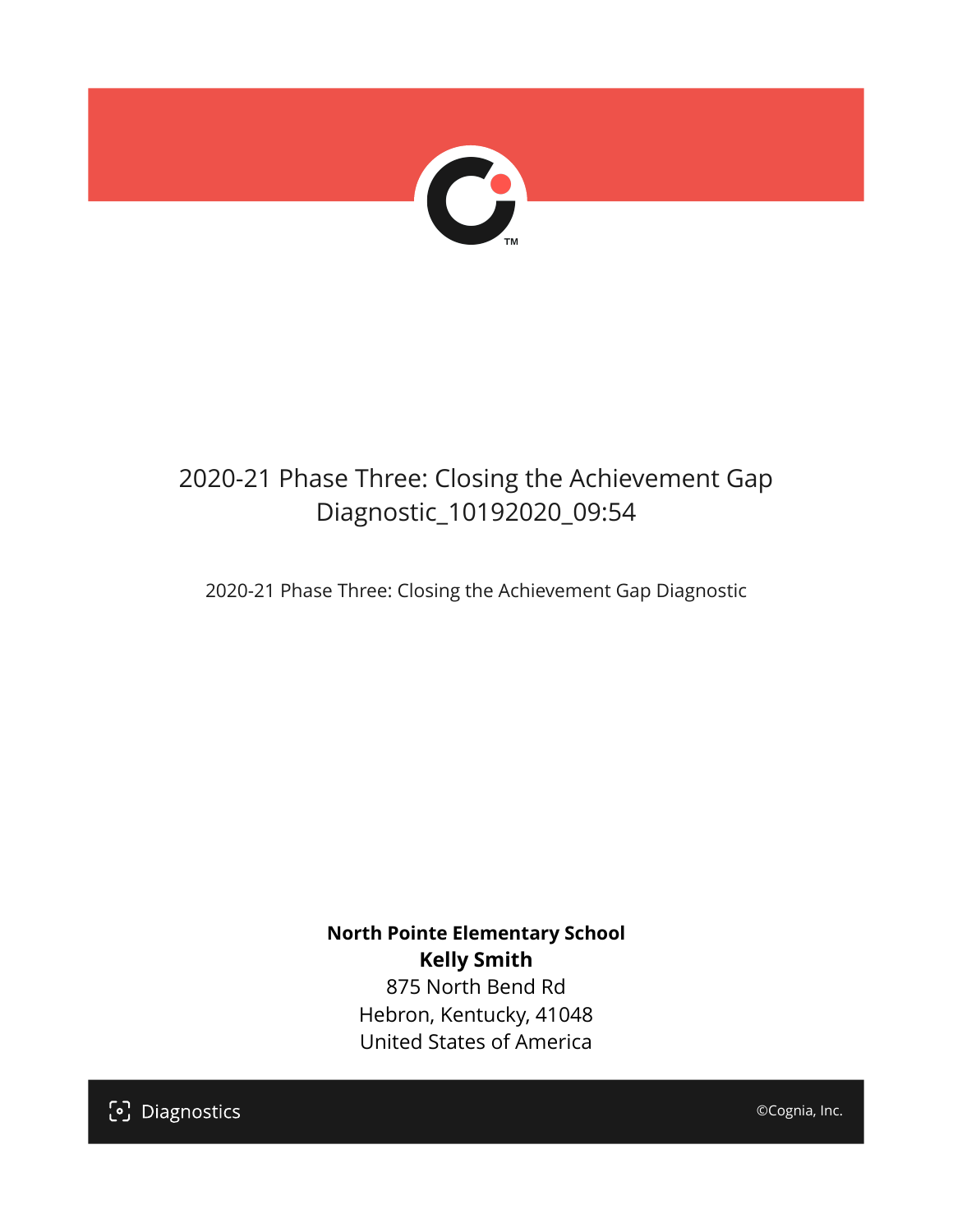# 2020-21 Phase Three: Closing the Achievement Gap Diagnostic_10192020_09:54

2020-21 Phase Three: Closing the Achievement Gap Diagnostic

**North Pointe Elementary School**
**Kelly Smith**
875 North Bend Rd
Hebron, Kentucky, 41048
United States of America

Diagnostics

©Cognia, Inc.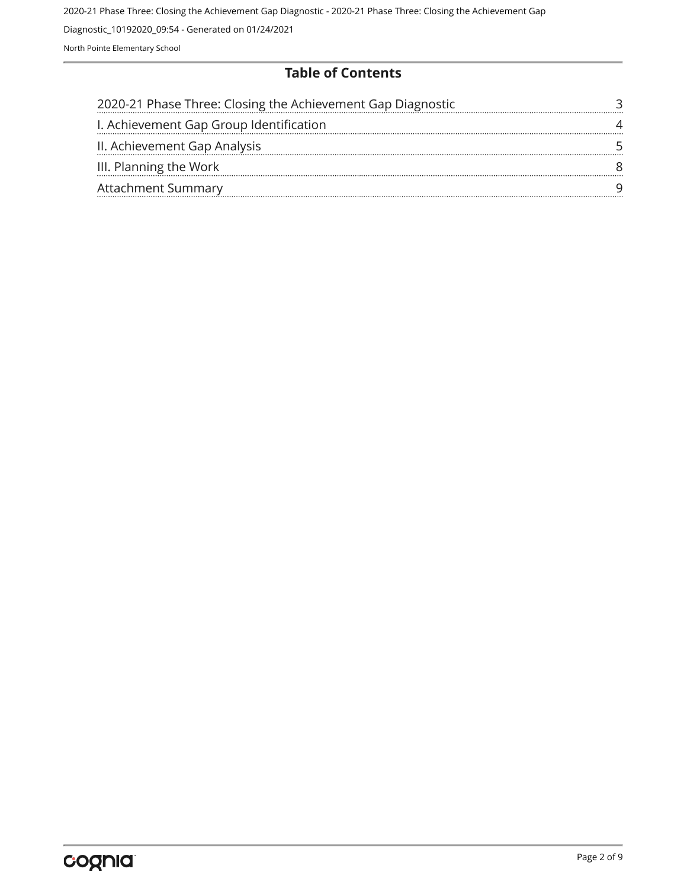## Table of Contents

| | |
|---|---|
| 2020-21 Phase Three: Closing the Achievement Gap Diagnostic | 3 |
| I. Achievement Gap Group Identification | 4 |
| II. Achievement Gap Analysis | 5 |
| III. Planning the Work | 8 |
| Attachment Summary | 9 |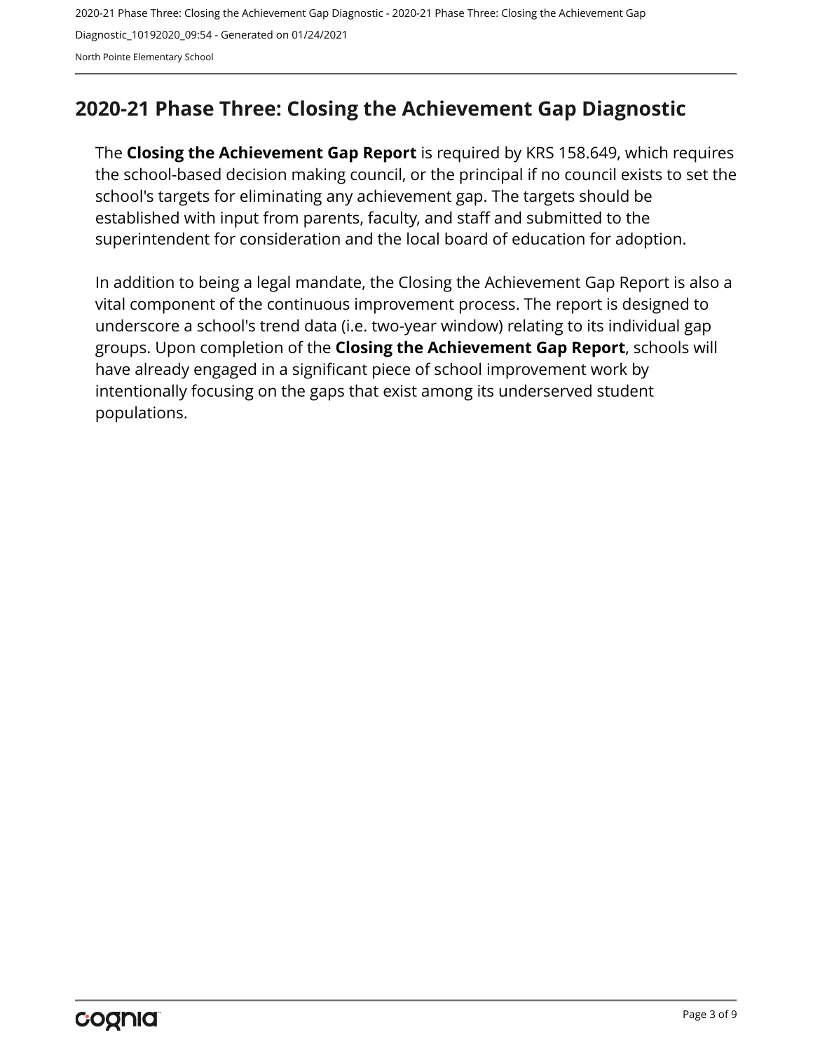## 2020-21 Phase Three: Closing the Achievement Gap Diagnostic

The **Closing the Achievement Gap Report** is required by KRS 158.649, which requires the school-based decision making council, or the principal if no council exists to set the school's targets for eliminating any achievement gap. The targets should be established with input from parents, faculty, and staff and submitted to the superintendent for consideration and the local board of education for adoption.

In addition to being a legal mandate, the Closing the Achievement Gap Report is also a vital component of the continuous improvement process. The report is designed to underscore a school's trend data (i.e. two-year window) relating to its individual gap groups. Upon completion of the **Closing the Achievement Gap Report**, schools will have already engaged in a significant piece of school improvement work by intentionally focusing on the gaps that exist among its underserved student populations.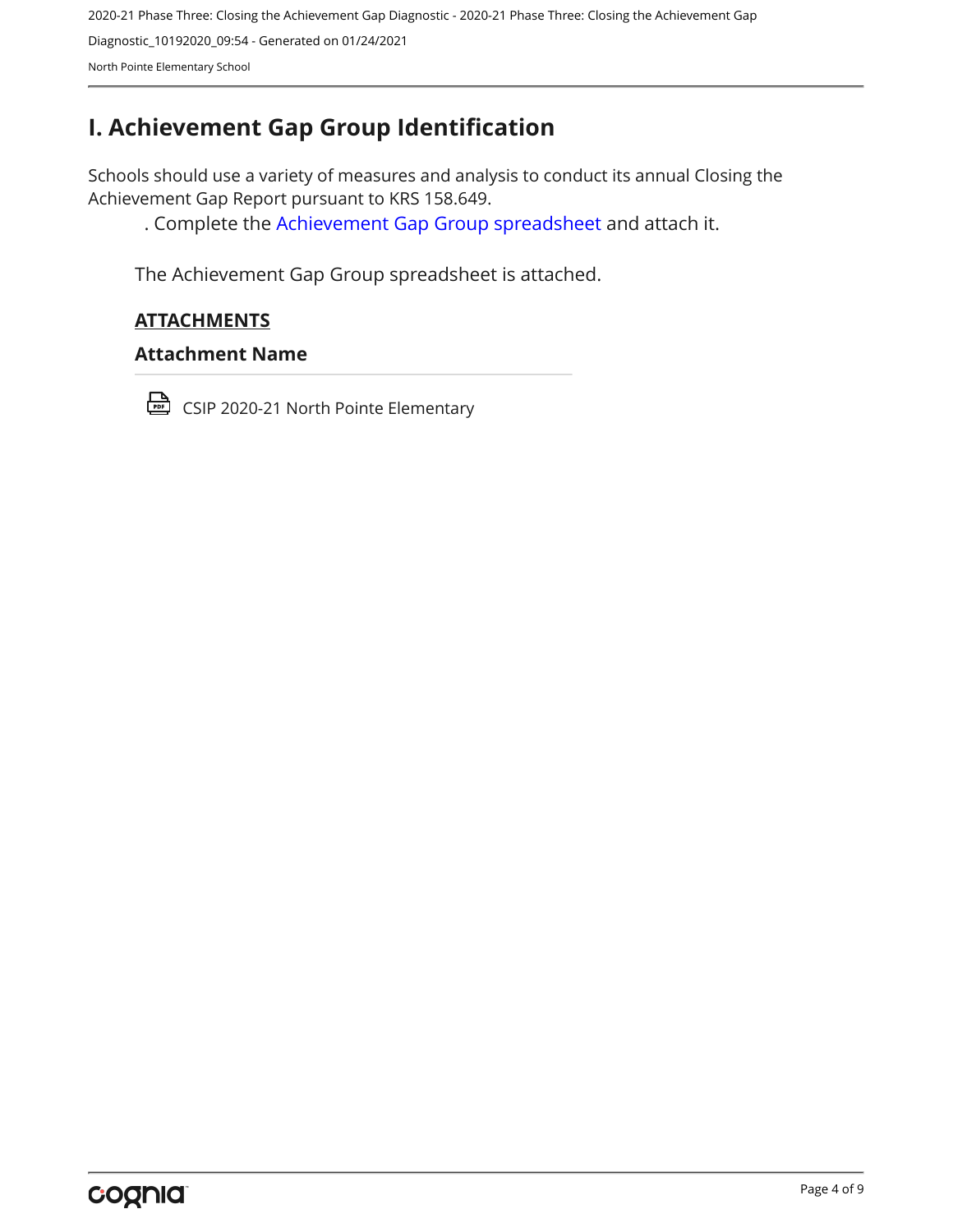# I. Achievement Gap Group Identification

Schools should use a variety of measures and analysis to conduct its annual Closing the Achievement Gap Report pursuant to KRS 158.649.

. Complete the Achievement Gap Group spreadsheet and attach it.

The Achievement Gap Group spreadsheet is attached.

**ATTACHMENTS**

**Attachment Name**

CSIP 2020-21 North Pointe Elementary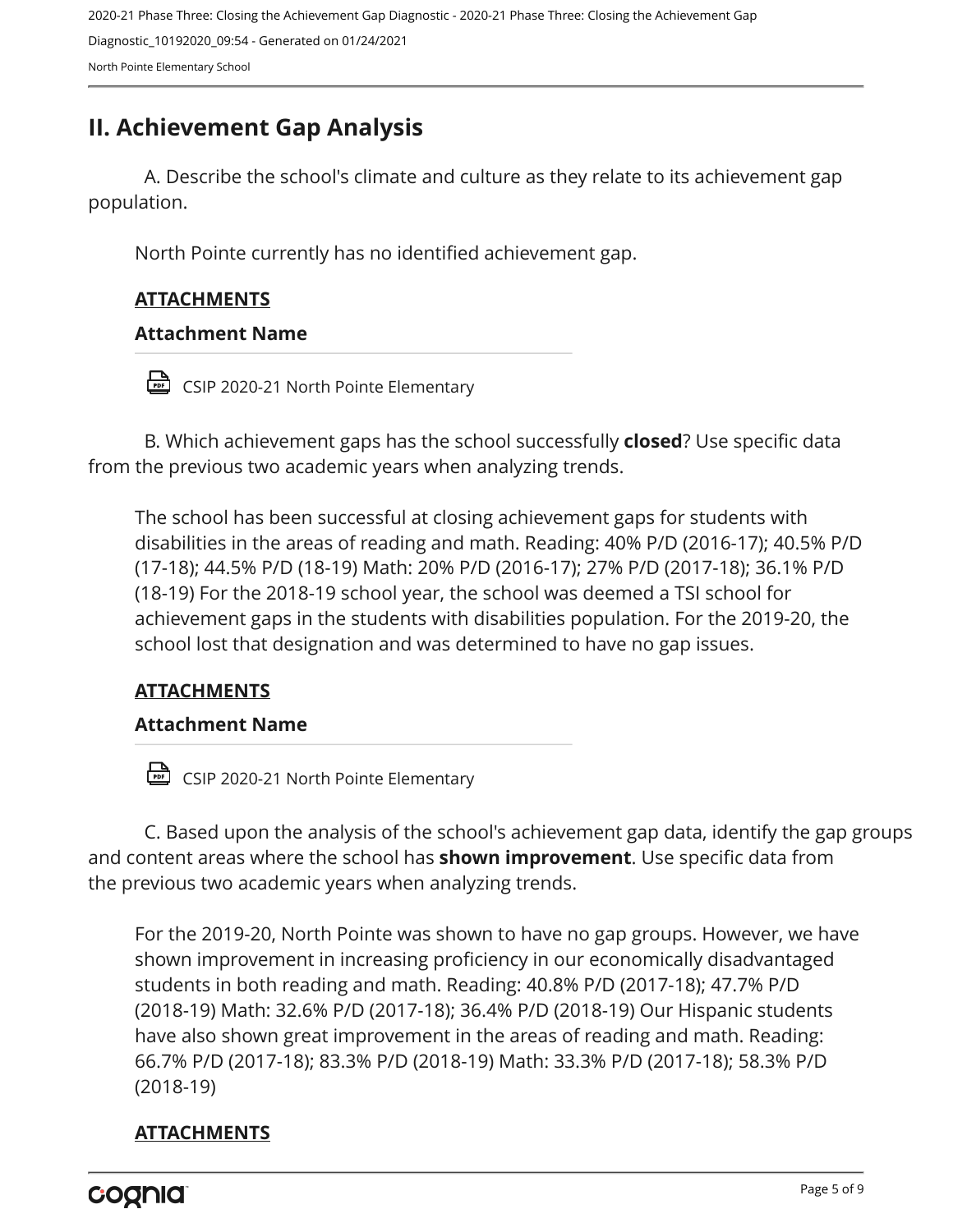## II. Achievement Gap Analysis

A. Describe the school's climate and culture as they relate to its achievement gap population.

North Pointe currently has no identified achievement gap.

**ATTACHMENTS**

**Attachment Name**

CSIP 2020-21 North Pointe Elementary

B. Which achievement gaps has the school successfully **closed**? Use specific data from the previous two academic years when analyzing trends.

The school has been successful at closing achievement gaps for students with disabilities in the areas of reading and math. Reading: 40% P/D (2016-17); 40.5% P/D (17-18); 44.5% P/D (18-19) Math: 20% P/D (2016-17); 27% P/D (2017-18); 36.1% P/D (18-19) For the 2018-19 school year, the school was deemed a TSI school for achievement gaps in the students with disabilities population. For the 2019-20, the school lost that designation and was determined to have no gap issues.

**ATTACHMENTS**

**Attachment Name**

CSIP 2020-21 North Pointe Elementary

C. Based upon the analysis of the school's achievement gap data, identify the gap groups and content areas where the school has **shown improvement**. Use specific data from the previous two academic years when analyzing trends.

For the 2019-20, North Pointe was shown to have no gap groups. However, we have shown improvement in increasing proficiency in our economically disadvantaged students in both reading and math. Reading: 40.8% P/D (2017-18); 47.7% P/D (2018-19) Math: 32.6% P/D (2017-18); 36.4% P/D (2018-19) Our Hispanic students have also shown great improvement in the areas of reading and math. Reading: 66.7% P/D (2017-18); 83.3% P/D (2018-19) Math: 33.3% P/D (2017-18); 58.3% P/D (2018-19)

**ATTACHMENTS**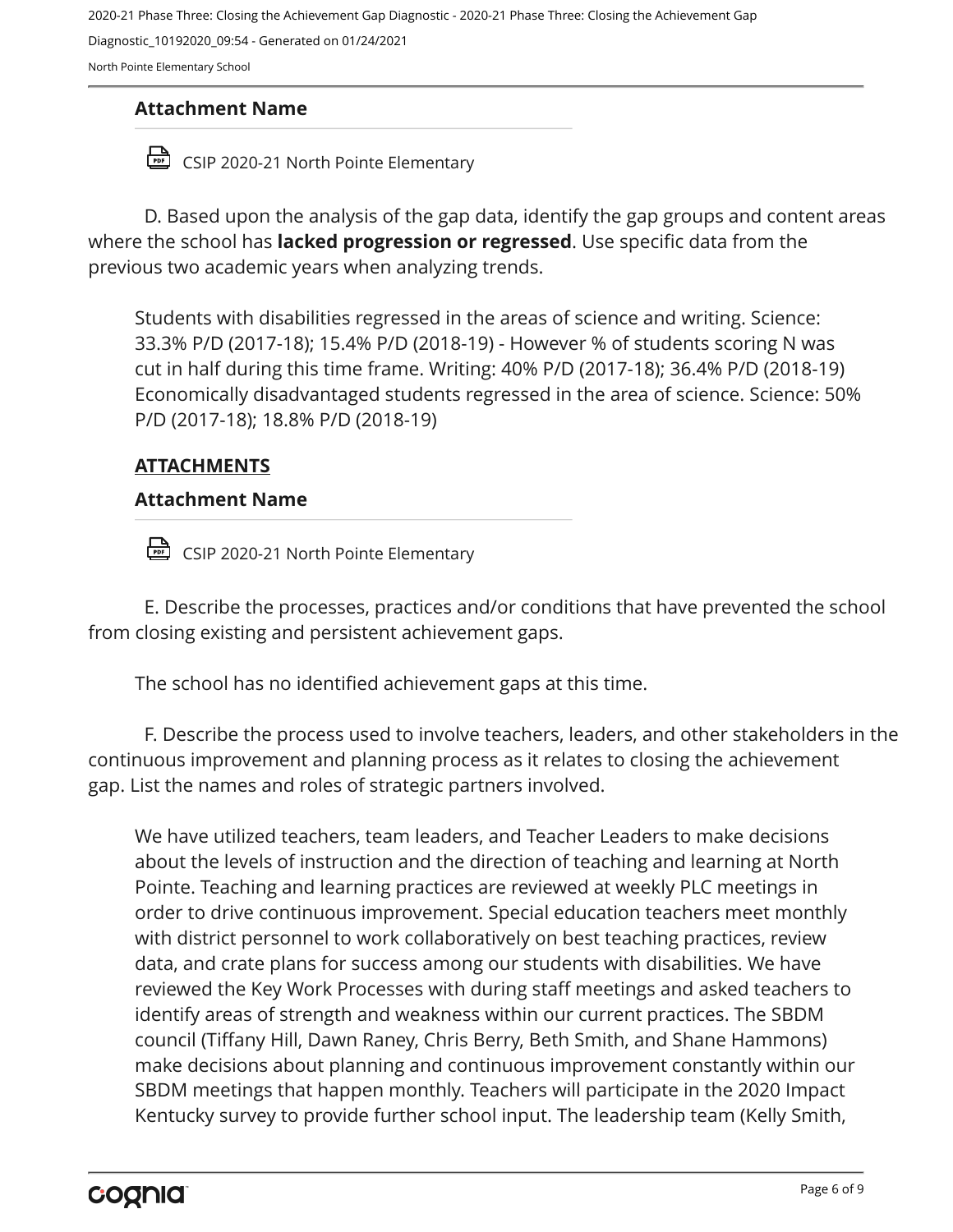### Attachment Name

CSIP 2020-21 North Pointe Elementary

D. Based upon the analysis of the gap data, identify the gap groups and content areas where the school has **lacked progression or regressed**. Use specific data from the previous two academic years when analyzing trends.

Students with disabilities regressed in the areas of science and writing. Science: 33.3% P/D (2017-18); 15.4% P/D (2018-19) - However % of students scoring N was cut in half during this time frame. Writing: 40% P/D (2017-18); 36.4% P/D (2018-19) Economically disadvantaged students regressed in the area of science. Science: 50% P/D (2017-18); 18.8% P/D (2018-19)

**ATTACHMENTS**

### Attachment Name

CSIP 2020-21 North Pointe Elementary

E. Describe the processes, practices and/or conditions that have prevented the school from closing existing and persistent achievement gaps.

The school has no identified achievement gaps at this time.

F. Describe the process used to involve teachers, leaders, and other stakeholders in the continuous improvement and planning process as it relates to closing the achievement gap. List the names and roles of strategic partners involved.

We have utilized teachers, team leaders, and Teacher Leaders to make decisions about the levels of instruction and the direction of teaching and learning at North Pointe. Teaching and learning practices are reviewed at weekly PLC meetings in order to drive continuous improvement. Special education teachers meet monthly with district personnel to work collaboratively on best teaching practices, review data, and crate plans for success among our students with disabilities. We have reviewed the Key Work Processes with during staff meetings and asked teachers to identify areas of strength and weakness within our current practices. The SBDM council (Tiffany Hill, Dawn Raney, Chris Berry, Beth Smith, and Shane Hammons) make decisions about planning and continuous improvement constantly within our SBDM meetings that happen monthly. Teachers will participate in the 2020 Impact Kentucky survey to provide further school input. The leadership team (Kelly Smith,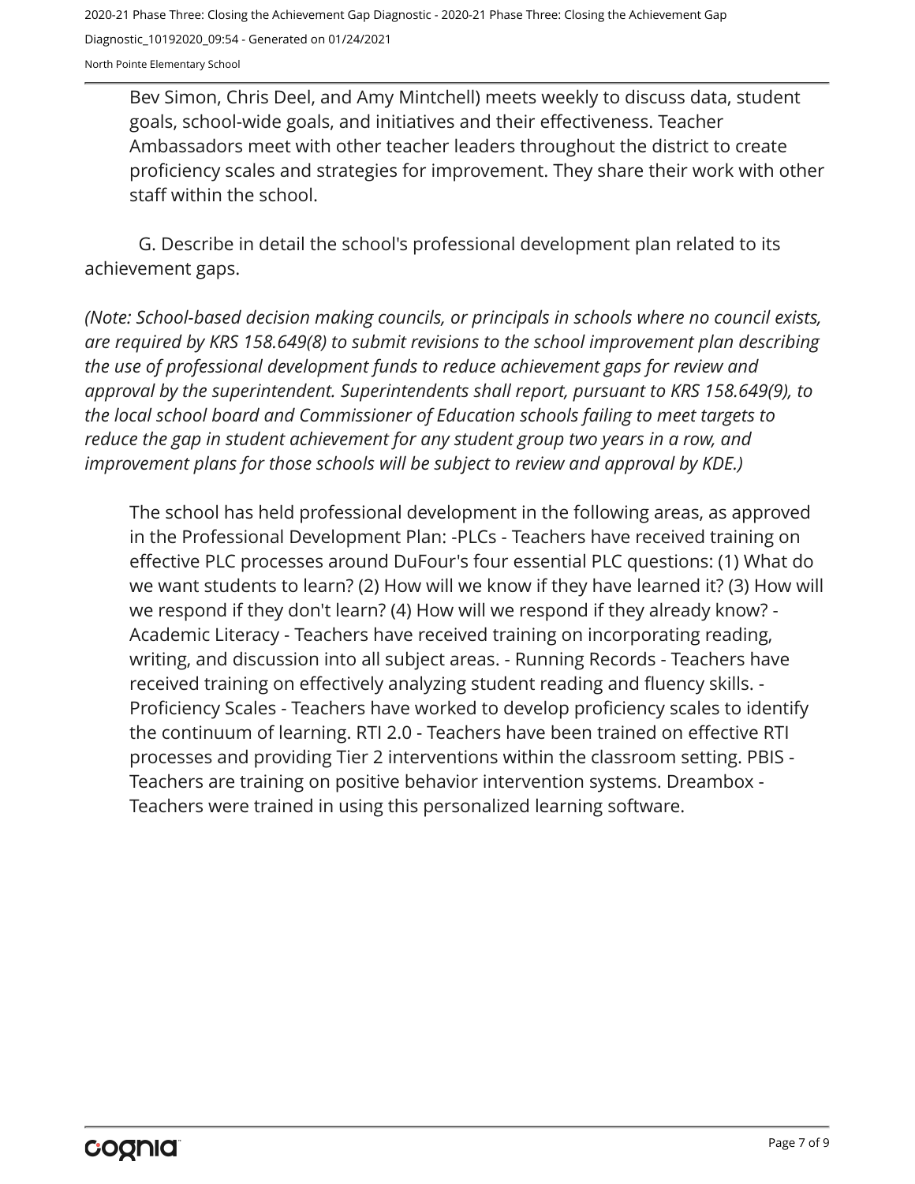Bev Simon, Chris Deel, and Amy Mintchell) meets weekly to discuss data, student goals, school-wide goals, and initiatives and their effectiveness. Teacher Ambassadors meet with other teacher leaders throughout the district to create proficiency scales and strategies for improvement. They share their work with other staff within the school.

G. Describe in detail the school's professional development plan related to its achievement gaps.

*(Note: School-based decision making councils, or principals in schools where no council exists, are required by KRS 158.649(8) to submit revisions to the school improvement plan describing the use of professional development funds to reduce achievement gaps for review and approval by the superintendent. Superintendents shall report, pursuant to KRS 158.649(9), to the local school board and Commissioner of Education schools failing to meet targets to reduce the gap in student achievement for any student group two years in a row, and improvement plans for those schools will be subject to review and approval by KDE.)*

The school has held professional development in the following areas, as approved in the Professional Development Plan: -PLCs - Teachers have received training on effective PLC processes around DuFour's four essential PLC questions: (1) What do we want students to learn? (2) How will we know if they have learned it? (3) How will we respond if they don't learn? (4) How will we respond if they already know? - Academic Literacy - Teachers have received training on incorporating reading, writing, and discussion into all subject areas. - Running Records - Teachers have received training on effectively analyzing student reading and fluency skills. - Proficiency Scales - Teachers have worked to develop proficiency scales to identify the continuum of learning. RTI 2.0 - Teachers have been trained on effective RTI processes and providing Tier 2 interventions within the classroom setting. PBIS - Teachers are training on positive behavior intervention systems. Dreambox - Teachers were trained in using this personalized learning software.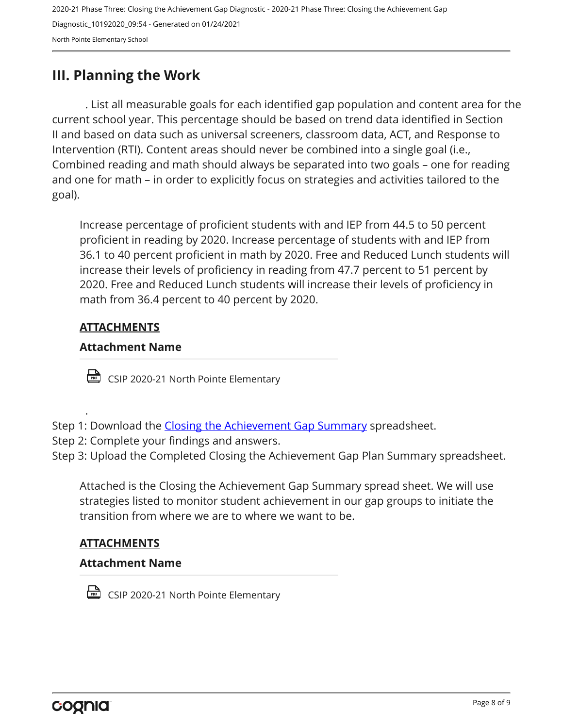## III. Planning the Work

. List all measurable goals for each identified gap population and content area for the current school year. This percentage should be based on trend data identified in Section II and based on data such as universal screeners, classroom data, ACT, and Response to Intervention (RTI). Content areas should never be combined into a single goal (i.e., Combined reading and math should always be separated into two goals – one for reading and one for math – in order to explicitly focus on strategies and activities tailored to the goal).

Increase percentage of proficient students with and IEP from 44.5 to 50 percent proficient in reading by 2020. Increase percentage of students with and IEP from 36.1 to 40 percent proficient in math by 2020. Free and Reduced Lunch students will increase their levels of proficiency in reading from 47.7 percent to 51 percent by 2020. Free and Reduced Lunch students will increase their levels of proficiency in math from 36.4 percent to 40 percent by 2020.

**ATTACHMENTS**

**Attachment Name**

CSIP 2020-21 North Pointe Elementary

.

Step 1: Download the Closing the Achievement Gap Summary spreadsheet.
Step 2: Complete your findings and answers.
Step 3: Upload the Completed Closing the Achievement Gap Plan Summary spreadsheet.

Attached is the Closing the Achievement Gap Summary spread sheet. We will use strategies listed to monitor student achievement in our gap groups to initiate the transition from where we are to where we want to be.

**ATTACHMENTS**

**Attachment Name**

CSIP 2020-21 North Pointe Elementary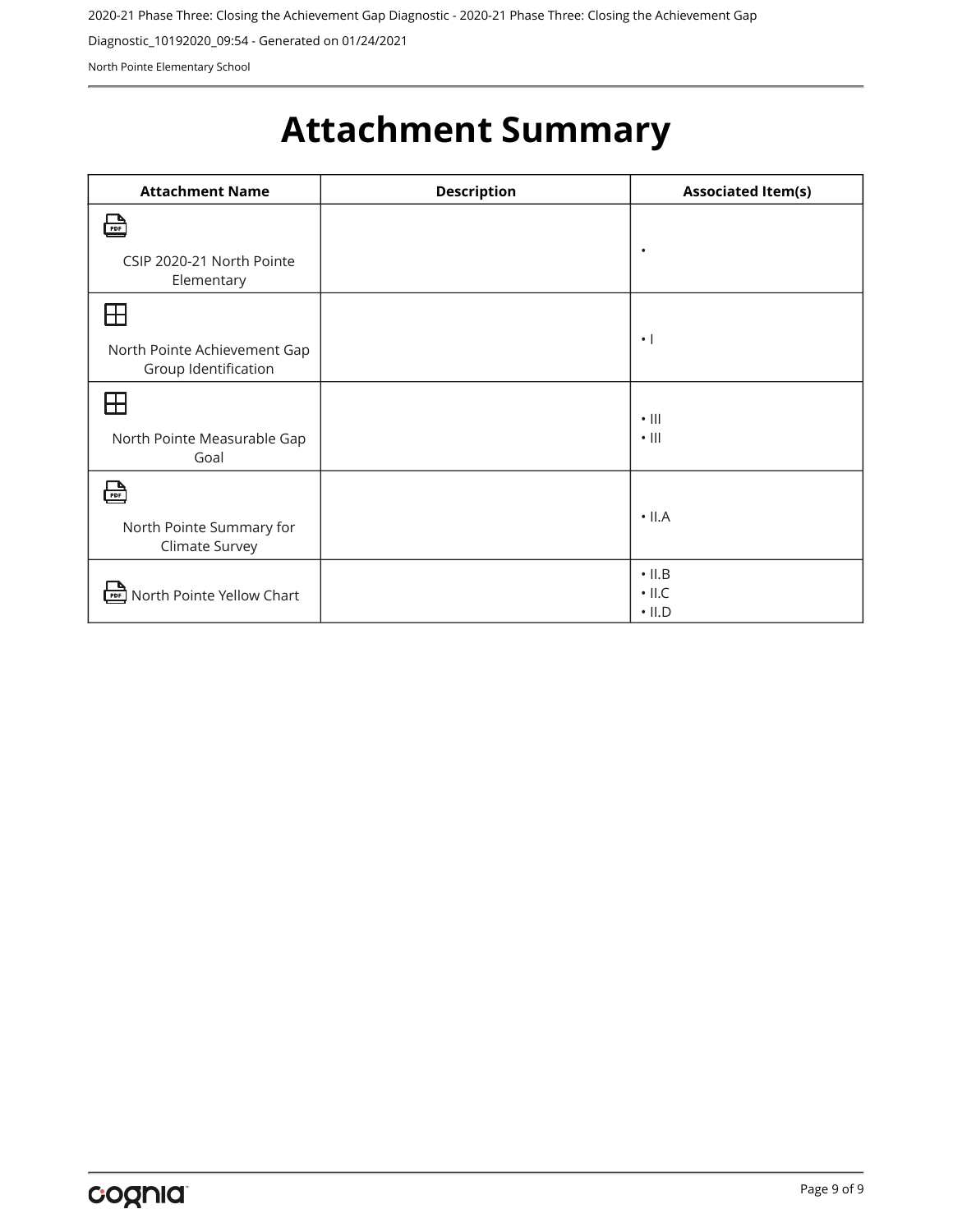# Attachment Summary

| Attachment Name | Description | Associated Item(s) |
|---|---|---|
| CSIP 2020-21 North Pointe Elementary | | • |
| North Pointe Achievement Gap Group Identification | | • I |
| North Pointe Measurable Gap Goal | | • III<br>• III |
| North Pointe Summary for Climate Survey | | • II.A |
| North Pointe Yellow Chart | | • II.B<br>• II.C<br>• II.D |